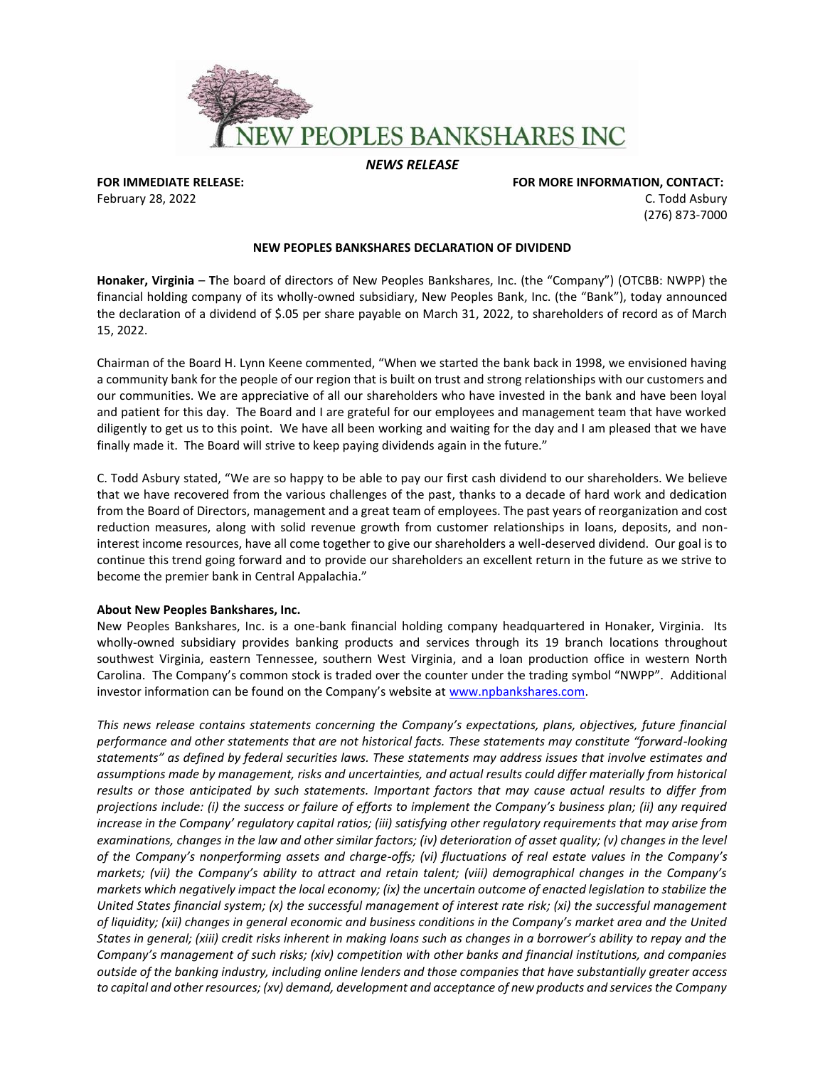NEW PEOPLES BANKSHARES INC

*NEWS RELEASE*

**FOR IMMEDIATE RELEASE:**
February 28, 2022

**FOR MORE INFORMATION, CONTACT:**
C. Todd Asbury
(276) 873-7000

**NEW PEOPLES BANKSHARES DECLARATION OF DIVIDEND**

**Honaker, Virginia** – **T**he board of directors of New Peoples Bankshares, Inc. (the "Company") (OTCBB: NWPP) the financial holding company of its wholly-owned subsidiary, New Peoples Bank, Inc. (the "Bank"), today announced the declaration of a dividend of $.05 per share payable on March 31, 2022, to shareholders of record as of March 15, 2022.

Chairman of the Board H. Lynn Keene commented, "When we started the bank back in 1998, we envisioned having a community bank for the people of our region that is built on trust and strong relationships with our customers and our communities. We are appreciative of all our shareholders who have invested in the bank and have been loyal and patient for this day. The Board and I are grateful for our employees and management team that have worked diligently to get us to this point. We have all been working and waiting for the day and I am pleased that we have finally made it. The Board will strive to keep paying dividends again in the future."

C. Todd Asbury stated, "We are so happy to be able to pay our first cash dividend to our shareholders. We believe that we have recovered from the various challenges of the past, thanks to a decade of hard work and dedication from the Board of Directors, management and a great team of employees. The past years of reorganization and cost reduction measures, along with solid revenue growth from customer relationships in loans, deposits, and non-interest income resources, have all come together to give our shareholders a well-deserved dividend. Our goal is to continue this trend going forward and to provide our shareholders an excellent return in the future as we strive to become the premier bank in Central Appalachia."

**About New Peoples Bankshares, Inc.**

New Peoples Bankshares, Inc. is a one-bank financial holding company headquartered in Honaker, Virginia. Its wholly-owned subsidiary provides banking products and services through its 19 branch locations throughout southwest Virginia, eastern Tennessee, southern West Virginia, and a loan production office in western North Carolina. The Company's common stock is traded over the counter under the trading symbol "NWPP". Additional investor information can be found on the Company's website at www.npbankshares.com.

*This news release contains statements concerning the Company's expectations, plans, objectives, future financial performance and other statements that are not historical facts. These statements may constitute "forward-looking statements" as defined by federal securities laws. These statements may address issues that involve estimates and assumptions made by management, risks and uncertainties, and actual results could differ materially from historical results or those anticipated by such statements. Important factors that may cause actual results to differ from projections include: (i) the success or failure of efforts to implement the Company's business plan; (ii) any required increase in the Company' regulatory capital ratios; (iii) satisfying other regulatory requirements that may arise from examinations, changes in the law and other similar factors; (iv) deterioration of asset quality; (v) changes in the level of the Company's nonperforming assets and charge-offs; (vi) fluctuations of real estate values in the Company's markets; (vii) the Company's ability to attract and retain talent; (viii) demographical changes in the Company's markets which negatively impact the local economy; (ix) the uncertain outcome of enacted legislation to stabilize the United States financial system; (x) the successful management of interest rate risk; (xi) the successful management of liquidity; (xii) changes in general economic and business conditions in the Company's market and the United States in general; (xiii) credit risks inherent in making loans such as changes in a borrower's ability to repay and the Company's management of such risks; (xiv) competition with other banks and financial institutions, and companies outside of the banking industry, including online lenders and those companies that have substantially greater access to capital and other resources; (xv) demand, development and acceptance of new products and services the Company*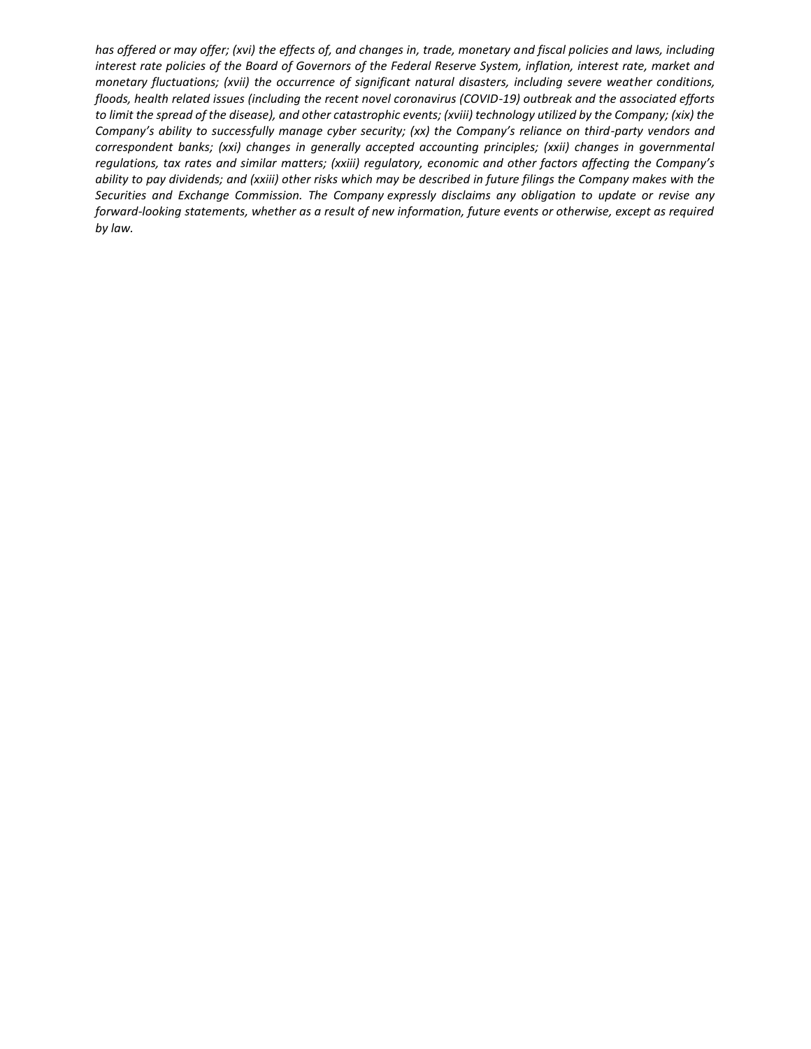*has offered or may offer; (xvi) the effects of, and changes in, trade, monetary and fiscal policies and laws, including interest rate policies of the Board of Governors of the Federal Reserve System, inflation, interest rate, market and monetary fluctuations; (xvii) the occurrence of significant natural disasters, including severe weather conditions, floods, health related issues (including the recent novel coronavirus (COVID-19) outbreak and the associated efforts to limit the spread of the disease), and other catastrophic events; (xviii) technology utilized by the Company; (xix) the Company's ability to successfully manage cyber security; (xx) the Company's reliance on third-party vendors and correspondent banks; (xxi) changes in generally accepted accounting principles; (xxii) changes in governmental regulations, tax rates and similar matters; (xxiii) regulatory, economic and other factors affecting the Company's ability to pay dividends; and (xxiii) other risks which may be described in future filings the Company makes with the Securities and Exchange Commission. The Company expressly disclaims any obligation to update or revise any forward-looking statements, whether as a result of new information, future events or otherwise, except as required by law.*